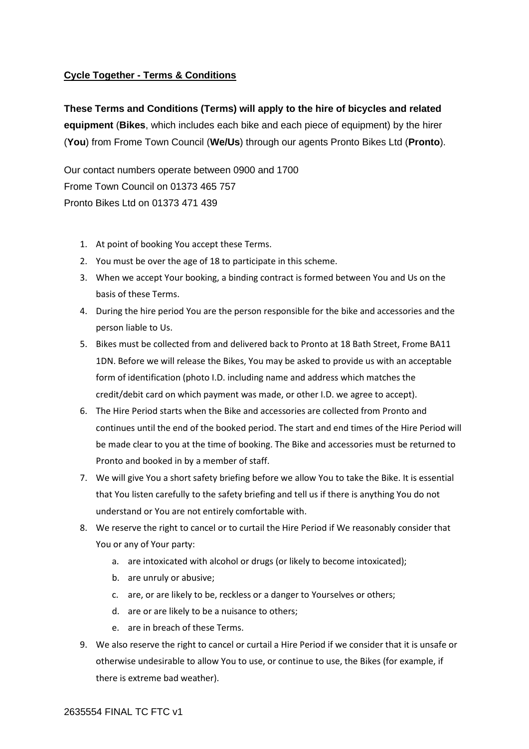**Cycle Together - Terms & Conditions**

**These Terms and Conditions (Terms) will apply to the hire of bicycles and related equipment** (**Bikes**, which includes each bike and each piece of equipment) by the hirer (**You**) from Frome Town Council (**We/Us**) through our agents Pronto Bikes Ltd (**Pronto**).

Our contact numbers operate between 0900 and 1700
Frome Town Council on 01373 465 757
Pronto Bikes Ltd on 01373 471 439

1. At point of booking You accept these Terms.
2. You must be over the age of 18 to participate in this scheme.
3. When we accept Your booking, a binding contract is formed between You and Us on the basis of these Terms.
4. During the hire period You are the person responsible for the bike and accessories and the person liable to Us.
5. Bikes must be collected from and delivered back to Pronto at 18 Bath Street, Frome BA11 1DN. Before we will release the Bikes, You may be asked to provide us with an acceptable form of identification (photo I.D. including name and address which matches the credit/debit card on which payment was made, or other I.D. we agree to accept).
6. The Hire Period starts when the Bike and accessories are collected from Pronto and continues until the end of the booked period. The start and end times of the Hire Period will be made clear to you at the time of booking. The Bike and accessories must be returned to Pronto and booked in by a member of staff.
7. We will give You a short safety briefing before we allow You to take the Bike. It is essential that You listen carefully to the safety briefing and tell us if there is anything You do not understand or You are not entirely comfortable with.
8. We reserve the right to cancel or to curtail the Hire Period if We reasonably consider that You or any of Your party:
    a. are intoxicated with alcohol or drugs (or likely to become intoxicated);
    b. are unruly or abusive;
    c. are, or are likely to be, reckless or a danger to Yourselves or others;
    d. are or are likely to be a nuisance to others;
    e. are in breach of these Terms.
9. We also reserve the right to cancel or curtail a Hire Period if we consider that it is unsafe or otherwise undesirable to allow You to use, or continue to use, the Bikes (for example, if there is extreme bad weather).

2635554 FINAL TC FTC v1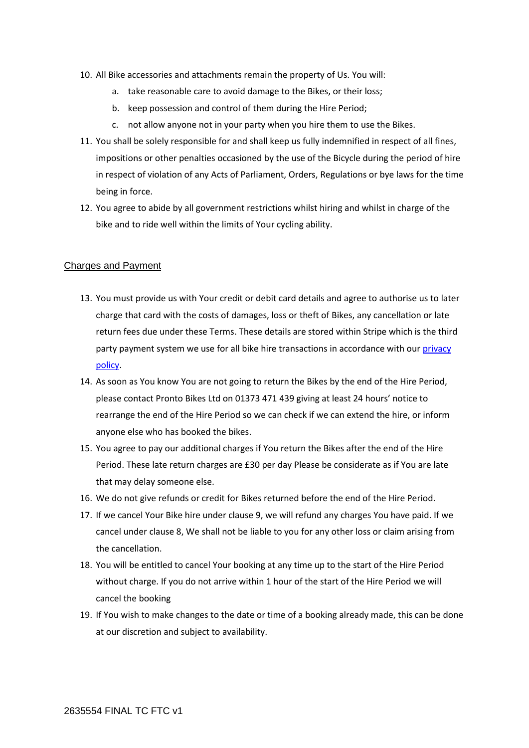10. All Bike accessories and attachments remain the property of Us. You will:
    a. take reasonable care to avoid damage to the Bikes, or their loss;
    b. keep possession and control of them during the Hire Period;
    c. not allow anyone not in your party when you hire them to use the Bikes.
11. You shall be solely responsible for and shall keep us fully indemnified in respect of all fines, impositions or other penalties occasioned by the use of the Bicycle during the period of hire in respect of violation of any Acts of Parliament, Orders, Regulations or bye laws for the time being in force.
12. You agree to abide by all government restrictions whilst hiring and whilst in charge of the bike and to ride well within the limits of Your cycling ability.

## Charges and Payment

13. You must provide us with Your credit or debit card details and agree to authorise us to later charge that card with the costs of damages, loss or theft of Bikes, any cancellation or late return fees due under these Terms. These details are stored within Stripe which is the third party payment system we use for all bike hire transactions in accordance with our privacy policy.
14. As soon as You know You are not going to return the Bikes by the end of the Hire Period, please contact Pronto Bikes Ltd on 01373 471 439 giving at least 24 hours' notice to rearrange the end of the Hire Period so we can check if we can extend the hire, or inform anyone else who has booked the bikes.
15. You agree to pay our additional charges if You return the Bikes after the end of the Hire Period. These late return charges are £30 per day Please be considerate as if You are late that may delay someone else.
16. We do not give refunds or credit for Bikes returned before the end of the Hire Period.
17. If we cancel Your Bike hire under clause 9, we will refund any charges You have paid. If we cancel under clause 8, We shall not be liable to you for any other loss or claim arising from the cancellation.
18. You will be entitled to cancel Your booking at any time up to the start of the Hire Period without charge. If you do not arrive within 1 hour of the start of the Hire Period we will cancel the booking
19. If You wish to make changes to the date or time of a booking already made, this can be done at our discretion and subject to availability.

2635554 FINAL TC FTC v1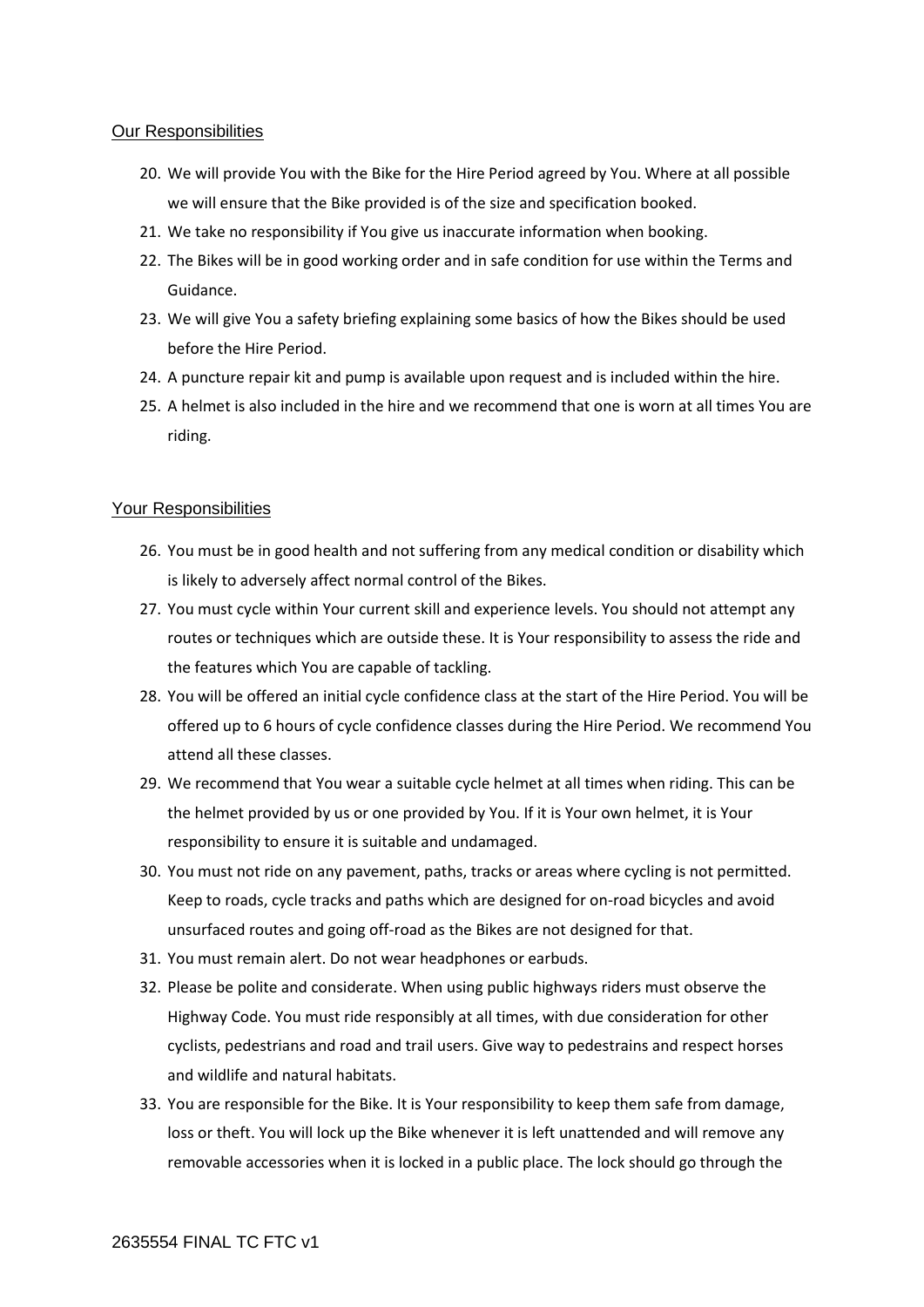## Our Responsibilities

20. We will provide You with the Bike for the Hire Period agreed by You. Where at all possible we will ensure that the Bike provided is of the size and specification booked.
21. We take no responsibility if You give us inaccurate information when booking.
22. The Bikes will be in good working order and in safe condition for use within the Terms and Guidance.
23. We will give You a safety briefing explaining some basics of how the Bikes should be used before the Hire Period.
24. A puncture repair kit and pump is available upon request and is included within the hire.
25. A helmet is also included in the hire and we recommend that one is worn at all times You are riding.

## Your Responsibilities

26. You must be in good health and not suffering from any medical condition or disability which is likely to adversely affect normal control of the Bikes.
27. You must cycle within Your current skill and experience levels. You should not attempt any routes or techniques which are outside these. It is Your responsibility to assess the ride and the features which You are capable of tackling.
28. You will be offered an initial cycle confidence class at the start of the Hire Period. You will be offered up to 6 hours of cycle confidence classes during the Hire Period. We recommend You attend all these classes.
29. We recommend that You wear a suitable cycle helmet at all times when riding. This can be the helmet provided by us or one provided by You. If it is Your own helmet, it is Your responsibility to ensure it is suitable and undamaged.
30. You must not ride on any pavement, paths, tracks or areas where cycling is not permitted. Keep to roads, cycle tracks and paths which are designed for on-road bicycles and avoid unsurfaced routes and going off-road as the Bikes are not designed for that.
31. You must remain alert. Do not wear headphones or earbuds.
32. Please be polite and considerate. When using public highways riders must observe the Highway Code. You must ride responsibly at all times, with due consideration for other cyclists, pedestrians and road and trail users. Give way to pedestrains and respect horses and wildlife and natural habitats.
33. You are responsible for the Bike. It is Your responsibility to keep them safe from damage, loss or theft. You will lock up the Bike whenever it is left unattended and will remove any removable accessories when it is locked in a public place. The lock should go through the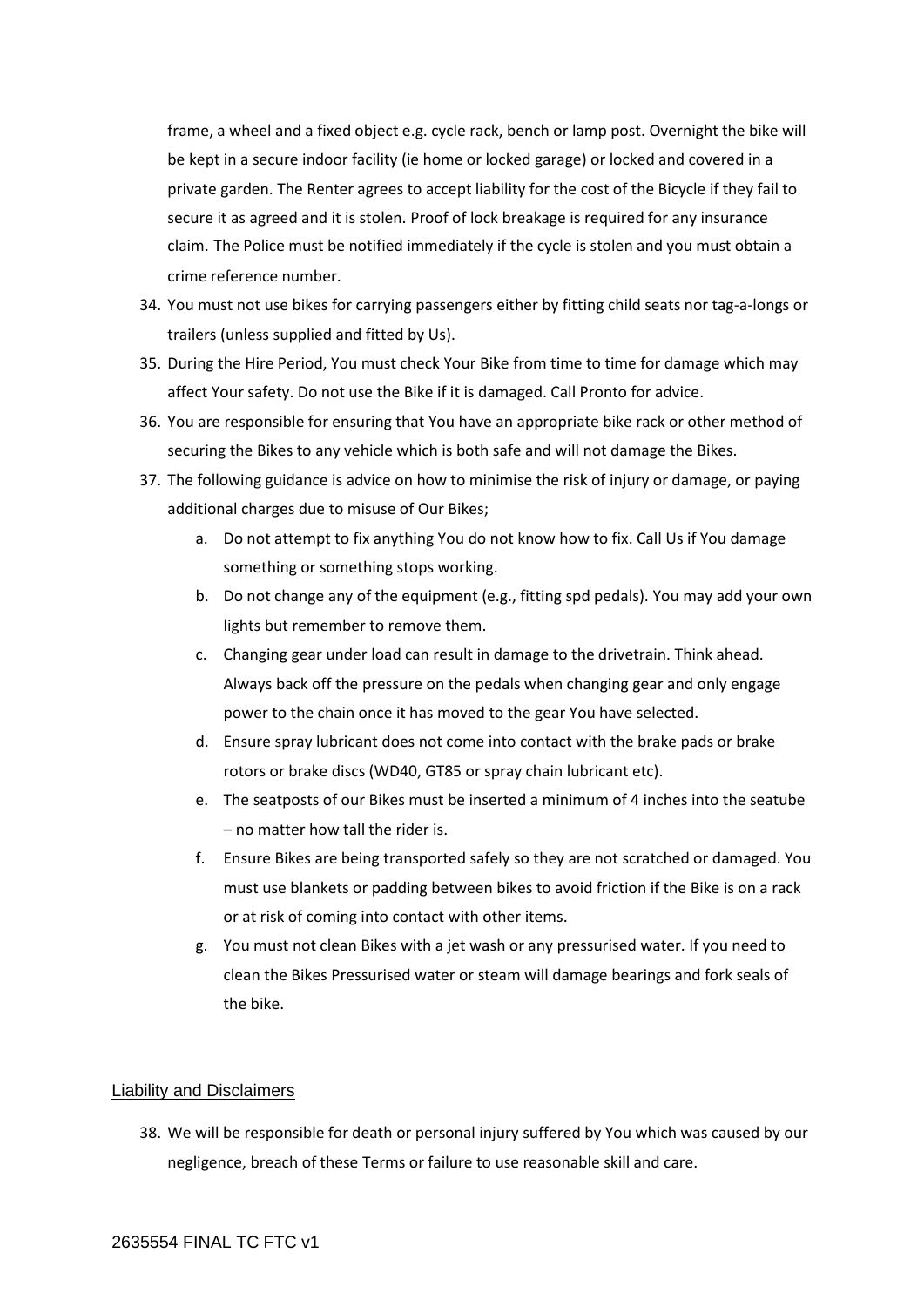frame, a wheel and a fixed object e.g. cycle rack, bench or lamp post. Overnight the bike will be kept in a secure indoor facility (ie home or locked garage) or locked and covered in a private garden. The Renter agrees to accept liability for the cost of the Bicycle if they fail to secure it as agreed and it is stolen. Proof of lock breakage is required for any insurance claim. The Police must be notified immediately if the cycle is stolen and you must obtain a crime reference number.

34. You must not use bikes for carrying passengers either by fitting child seats nor tag-a-longs or trailers (unless supplied and fitted by Us).
35. During the Hire Period, You must check Your Bike from time to time for damage which may affect Your safety. Do not use the Bike if it is damaged. Call Pronto for advice.
36. You are responsible for ensuring that You have an appropriate bike rack or other method of securing the Bikes to any vehicle which is both safe and will not damage the Bikes.
37. The following guidance is advice on how to minimise the risk of injury or damage, or paying additional charges due to misuse of Our Bikes;
    a. Do not attempt to fix anything You do not know how to fix. Call Us if You damage something or something stops working.
    b. Do not change any of the equipment (e.g., fitting spd pedals). You may add your own lights but remember to remove them.
    c. Changing gear under load can result in damage to the drivetrain. Think ahead. Always back off the pressure on the pedals when changing gear and only engage power to the chain once it has moved to the gear You have selected.
    d. Ensure spray lubricant does not come into contact with the brake pads or brake rotors or brake discs (WD40, GT85 or spray chain lubricant etc).
    e. The seatposts of our Bikes must be inserted a minimum of 4 inches into the seatube – no matter how tall the rider is.
    f. Ensure Bikes are being transported safely so they are not scratched or damaged. You must use blankets or padding between bikes to avoid friction if the Bike is on a rack or at risk of coming into contact with other items.
    g. You must not clean Bikes with a jet wash or any pressurised water. If you need to clean the Bikes Pressurised water or steam will damage bearings and fork seals of the bike.

## Liability and Disclaimers

38. We will be responsible for death or personal injury suffered by You which was caused by our negligence, breach of these Terms or failure to use reasonable skill and care.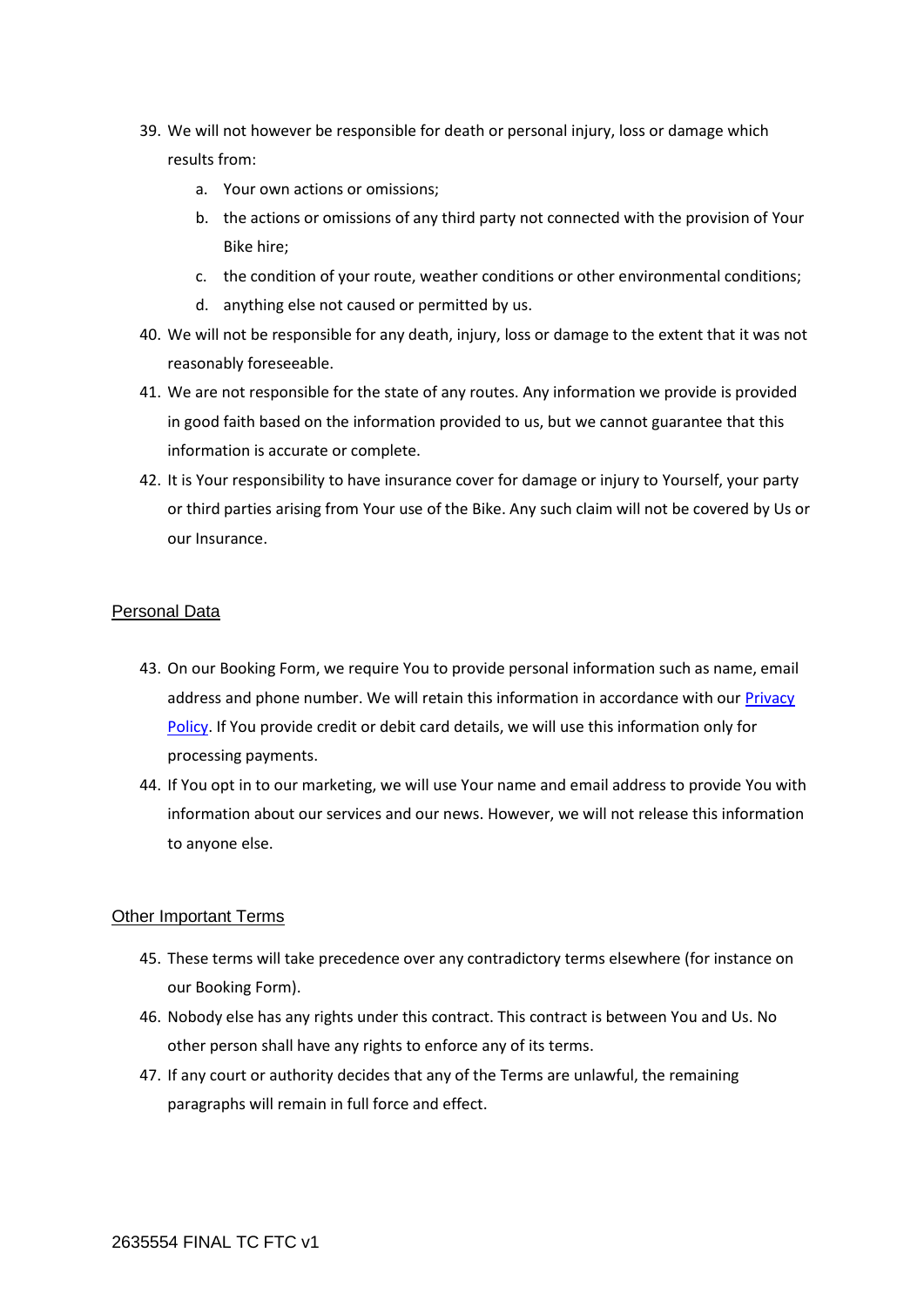39. We will not however be responsible for death or personal injury, loss or damage which results from:
    a. Your own actions or omissions;
    b. the actions or omissions of any third party not connected with the provision of Your Bike hire;
    c. the condition of your route, weather conditions or other environmental conditions;
    d. anything else not caused or permitted by us.
40. We will not be responsible for any death, injury, loss or damage to the extent that it was not reasonably foreseeable.
41. We are not responsible for the state of any routes. Any information we provide is provided in good faith based on the information provided to us, but we cannot guarantee that this information is accurate or complete.
42. It is Your responsibility to have insurance cover for damage or injury to Yourself, your party or third parties arising from Your use of the Bike. Any such claim will not be covered by Us or our Insurance.

## Personal Data

43. On our Booking Form, we require You to provide personal information such as name, email address and phone number. We will retain this information in accordance with our Privacy Policy. If You provide credit or debit card details, we will use this information only for processing payments.
44. If You opt in to our marketing, we will use Your name and email address to provide You with information about our services and our news. However, we will not release this information to anyone else.

## Other Important Terms

45. These terms will take precedence over any contradictory terms elsewhere (for instance on our Booking Form).
46. Nobody else has any rights under this contract. This contract is between You and Us. No other person shall have any rights to enforce any of its terms.
47. If any court or authority decides that any of the Terms are unlawful, the remaining paragraphs will remain in full force and effect.

2635554 FINAL TC FTC v1